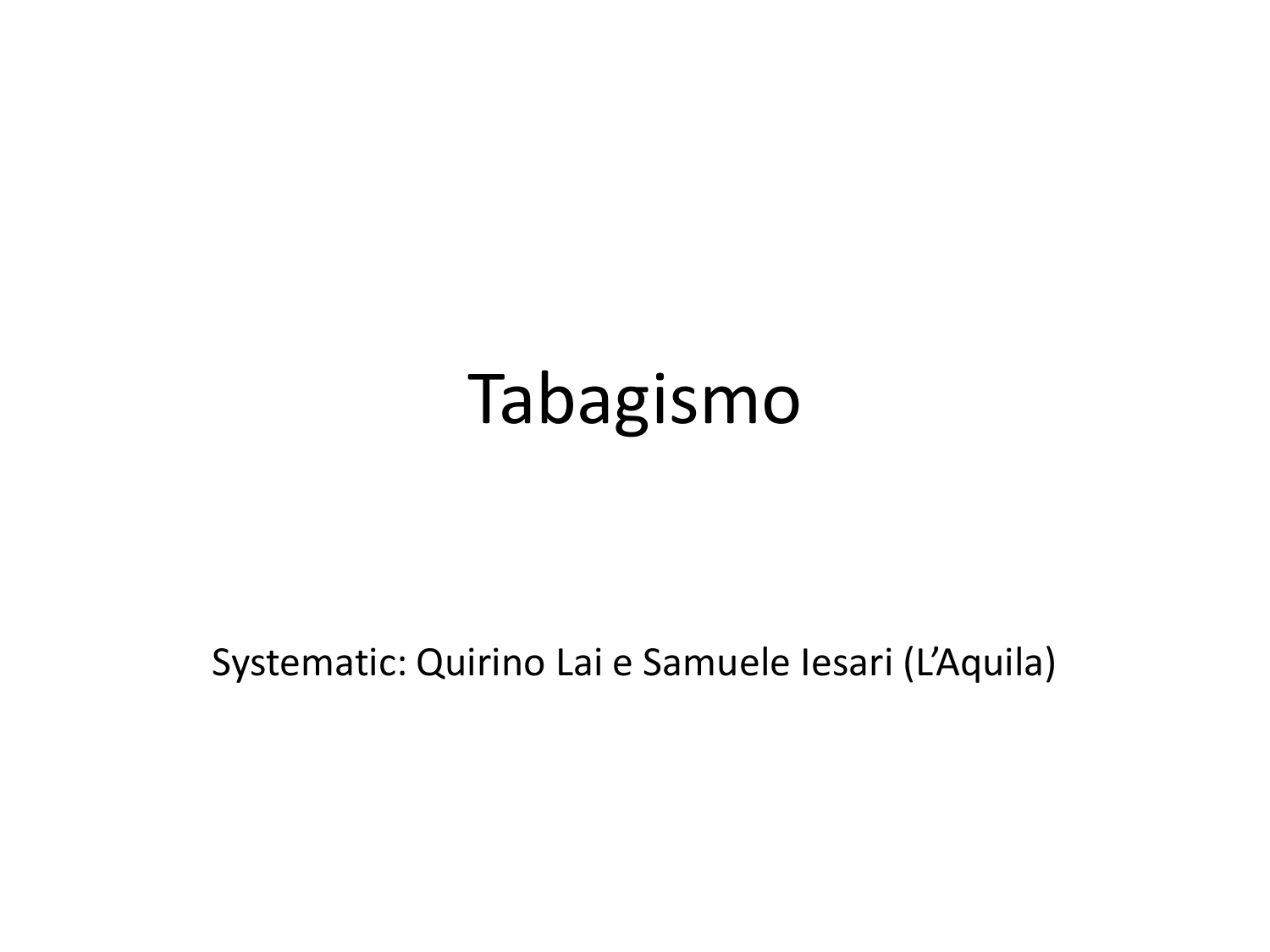# Tabagismo

Systematic: Quirino Lai e Samuele Iesari (L'Aquila)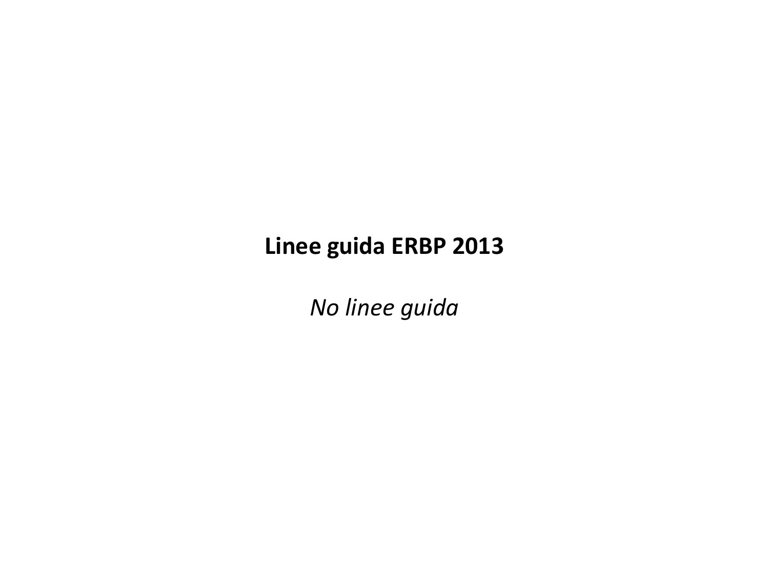**Linee guida ERBP 2013**

*No linee guida*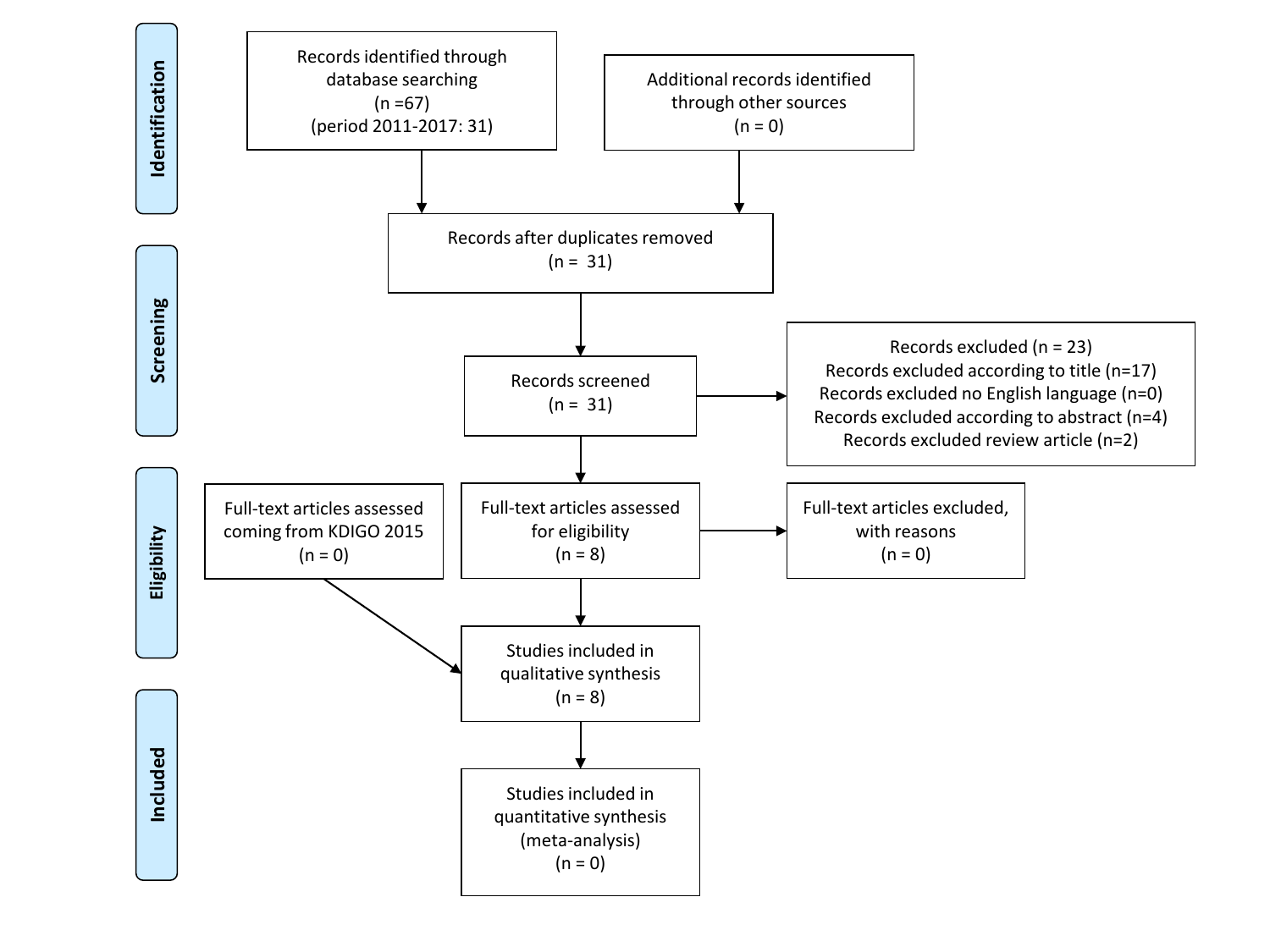**Identification**

Records identified through database searching
(n =67)
(period 2011-2017: 31)

Additional records identified through other sources
(n = 0)

**Screening**

Records after duplicates removed
(n = 31)

Records screened
(n = 31)

Records excluded (n = 23)
Records excluded according to title (n=17)
Records excluded no English language (n=0)
Records excluded according to abstract (n=4)
Records excluded review article (n=2)

**Eligibility**

Full-text articles assessed coming from KDIGO 2015
(n = 0)

Full-text articles assessed for eligibility
(n = 8)

Full-text articles excluded, with reasons
(n = 0)

**Included**

Studies included in qualitative synthesis
(n = 8)

Studies included in quantitative synthesis (meta-analysis)
(n = 0)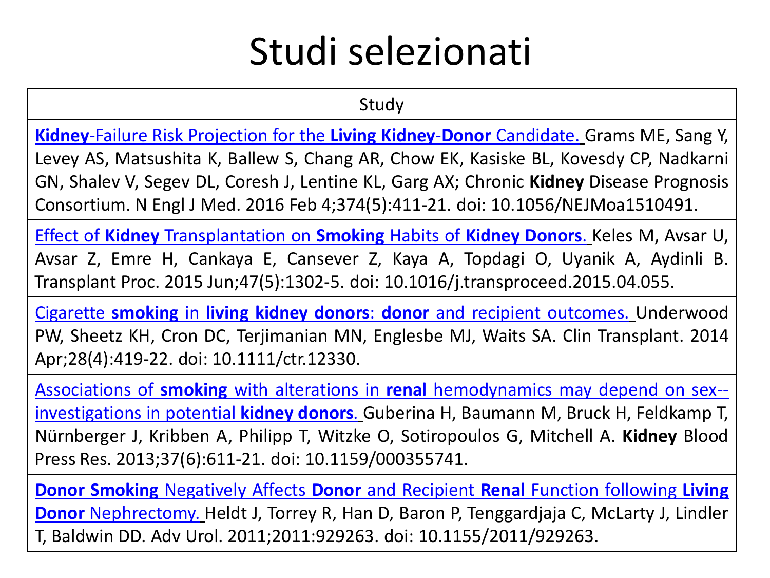# Studi selezionati

| Study |
| --- |
| **Kidney**-Failure Risk Projection for the **Living Kidney-Donor** Candidate. Grams ME, Sang Y, Levey AS, Matsushita K, Ballew S, Chang AR, Chow EK, Kasiske BL, Kovesdy CP, Nadkarni GN, Shalev V, Segev DL, Coresh J, Lentine KL, Garg AX; Chronic **Kidney** Disease Prognosis Consortium. N Engl J Med. 2016 Feb 4;374(5):411-21. doi: 10.1056/NEJMoa1510491. |
| Effect of **Kidney** Transplantation on **Smoking** Habits of **Kidney Donors**. Keles M, Avsar U, Avsar Z, Emre H, Cankaya E, Cansever Z, Kaya A, Topdagi O, Uyanik A, Aydinli B. Transplant Proc. 2015 Jun;47(5):1302-5. doi: 10.1016/j.transproceed.2015.04.055. |
| Cigarette **smoking** in **living kidney donors**: **donor** and recipient outcomes. Underwood PW, Sheetz KH, Cron DC, Terjimanian MN, Englesbe MJ, Waits SA. Clin Transplant. 2014 Apr;28(4):419-22. doi: 10.1111/ctr.12330. |
| Associations of **smoking** with alterations in **renal** hemodynamics may depend on sex--investigations in potential **kidney donors**. Guberina H, Baumann M, Bruck H, Feldkamp T, Nürnberger J, Kribben A, Philipp T, Witzke O, Sotiropoulos G, Mitchell A. **Kidney** Blood Press Res. 2013;37(6):611-21. doi: 10.1159/000355741. |
| **Donor Smoking** Negatively Affects **Donor** and Recipient **Renal** Function following **Living Donor** Nephrectomy. Heldt J, Torrey R, Han D, Baron P, Tenggardjaja C, McLarty J, Lindler T, Baldwin DD. Adv Urol. 2011;2011:929263. doi: 10.1155/2011/929263. |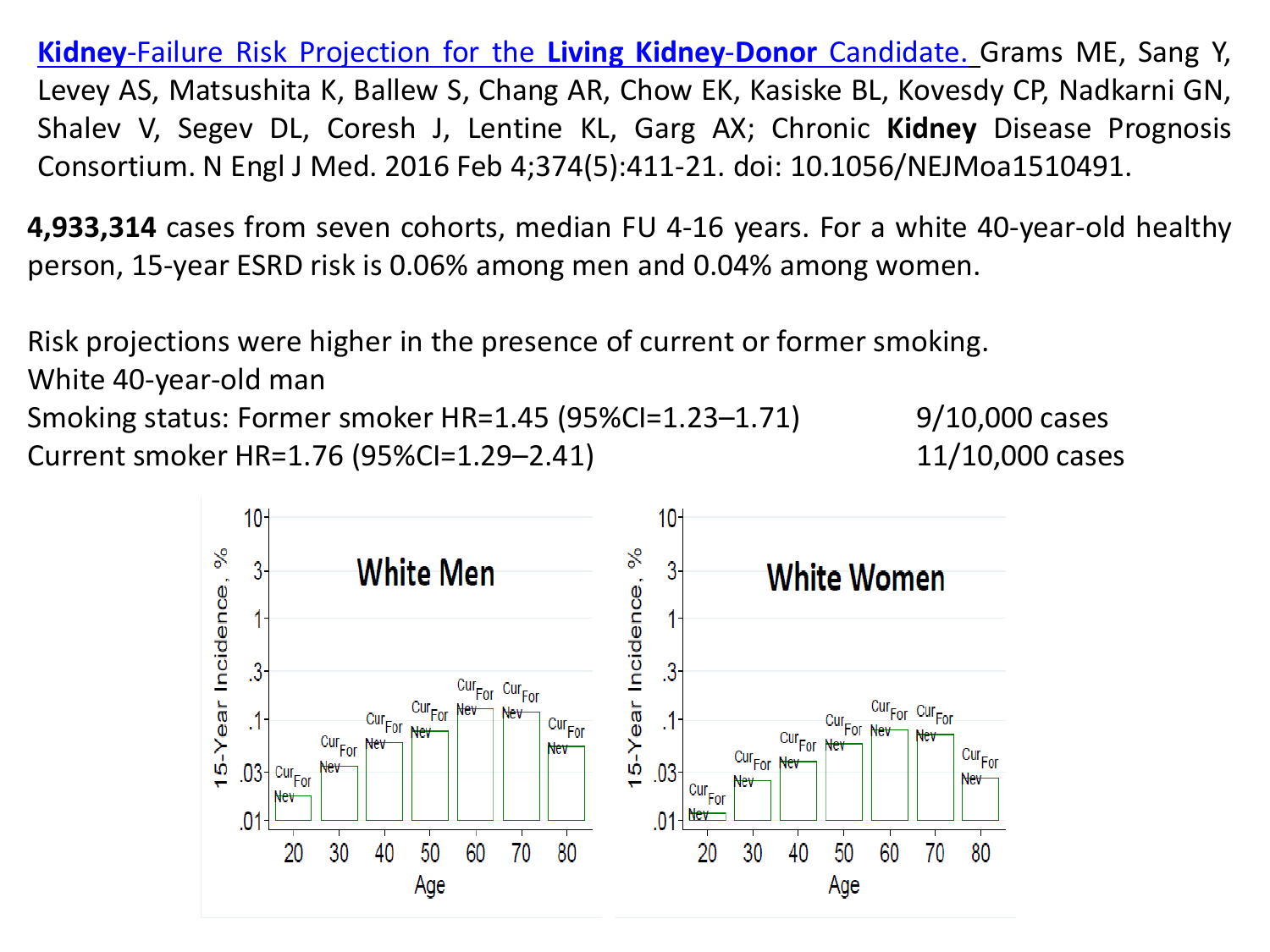[**Kidney**-Failure Risk Projection for the **Living Kidney-Donor** Candidate.]() Grams ME, Sang Y, Levey AS, Matsushita K, Ballew S, Chang AR, Chow EK, Kasiske BL, Kovesdy CP, Nadkarni GN, Shalev V, Segev DL, Coresh J, Lentine KL, Garg AX; Chronic **Kidney** Disease Prognosis Consortium. N Engl J Med. 2016 Feb 4;374(5):411-21. doi: 10.1056/NEJMoa1510491.

**4,933,314** cases from seven cohorts, median FU 4-16 years. For a white 40-year-old healthy person, 15-year ESRD risk is 0.06% among men and 0.04% among women.

Risk projections were higher in the presence of current or former smoking.
White 40-year-old man
Smoking status: Former smoker HR=1.45 (95%CI=1.23–1.71) 9/10,000 cases
Current smoker HR=1.76 (95%CI=1.29–2.41) 11/10,000 cases

White Men

White Women

15-Year Incidence, %

Age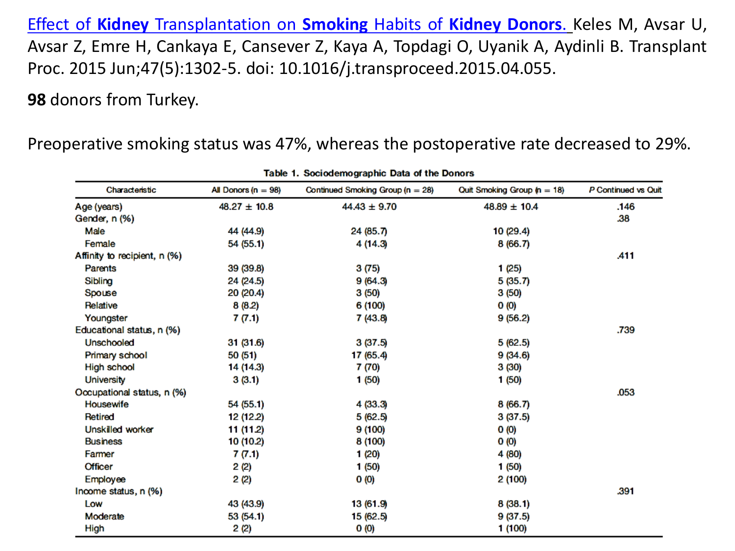[Effect of **Kidney** Transplantation on **Smoking** Habits of **Kidney Donors**.](#) Keles M, Avsar U, Avsar Z, Emre H, Cankaya E, Cansever Z, Kaya A, Topdagi O, Uyanik A, Aydinli B. Transplant Proc. 2015 Jun;47(5):1302-5. doi: 10.1016/j.transproceed.2015.04.055.

**98** donors from Turkey.

Preoperative smoking status was 47%, whereas the postoperative rate decreased to 29%.

**Table 1. Sociodemographic Data of the Donors**

| Characteristic | All Donors (n = 98) | Continued Smoking Group (n = 28) | Quit Smoking Group (n = 18) | P Continued vs Quit |
|---|---|---|---|---|
| Age (years) | 48.27 ± 10.8 | 44.43 ± 9.70 | 48.89 ± 10.4 | .146 |
| Gender, n (%) | | | | .38 |
| Male | 44 (44.9) | 24 (85.7) | 10 (29.4) | |
| Female | 54 (55.1) | 4 (14.3) | 8 (66.7) | |
| Affinity to recipient, n (%) | | | | .411 |
| Parents | 39 (39.8) | 3 (75) | 1 (25) | |
| Sibling | 24 (24.5) | 9 (64.3) | 5 (35.7) | |
| Spouse | 20 (20.4) | 3 (50) | 3 (50) | |
| Relative | 8 (8.2) | 6 (100) | 0 (0) | |
| Youngster | 7 (7.1) | 7 (43.8) | 9 (56.2) | |
| Educational status, n (%) | | | | .739 |
| Unschooled | 31 (31.6) | 3 (37.5) | 5 (62.5) | |
| Primary school | 50 (51) | 17 (65.4) | 9 (34.6) | |
| High school | 14 (14.3) | 7 (70) | 3 (30) | |
| University | 3 (3.1) | 1 (50) | 1 (50) | |
| Occupational status, n (%) | | | | .053 |
| Housewife | 54 (55.1) | 4 (33.3) | 8 (66.7) | |
| Retired | 12 (12.2) | 5 (62.5) | 3 (37.5) | |
| Unskilled worker | 11 (11.2) | 9 (100) | 0 (0) | |
| Business | 10 (10.2) | 8 (100) | 0 (0) | |
| Farmer | 7 (7.1) | 1 (20) | 4 (80) | |
| Officer | 2 (2) | 1 (50) | 1 (50) | |
| Employee | 2 (2) | 0 (0) | 2 (100) | |
| Income status, n (%) | | | | .391 |
| Low | 43 (43.9) | 13 (61.9) | 8 (38.1) | |
| Moderate | 53 (54.1) | 15 (62.5) | 9 (37.5) | |
| High | 2 (2) | 0 (0) | 1 (100) | |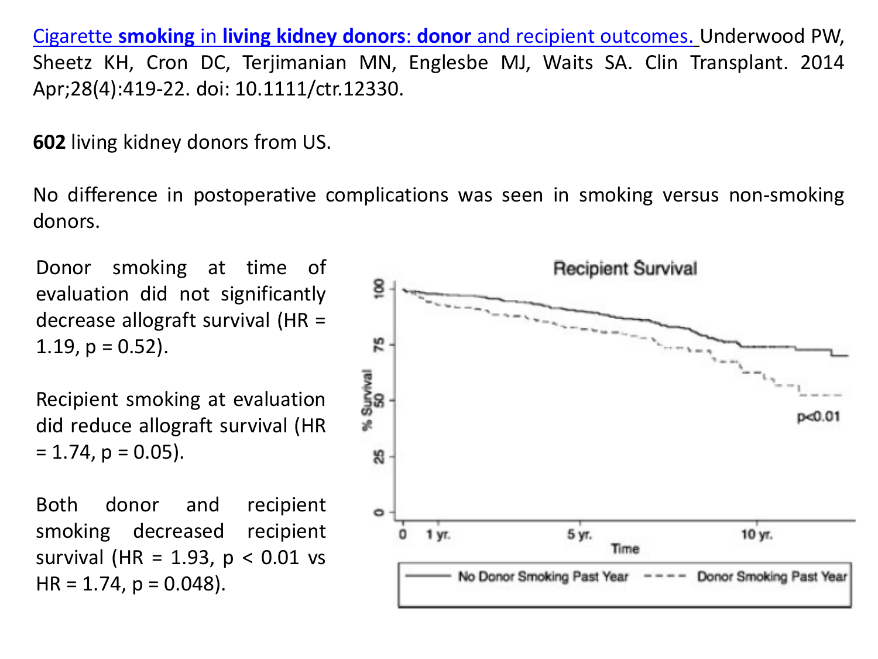[Cigarette **smoking** in **living kidney donors**: **donor** and recipient outcomes.](#) Underwood PW, Sheetz KH, Cron DC, Terjimanian MN, Englesbe MJ, Waits SA. Clin Transplant. 2014 Apr;28(4):419-22. doi: 10.1111/ctr.12330.

**602** living kidney donors from US.

No difference in postoperative complications was seen in smoking versus non-smoking donors.

Donor smoking at time of evaluation did not significantly decrease allograft survival (HR = 1.19, p = 0.52).

Recipient smoking at evaluation did reduce allograft survival (HR = 1.74, p = 0.05).

Both donor and recipient smoking decreased recipient survival (HR = 1.93, p < 0.01 vs HR = 1.74, p = 0.048).

Recipient Survival

% Survival: 0, 25, 50, 75, 100

Time: 0, 1 yr., 5 yr., 10 yr.

p<0.01

No Donor Smoking Past Year ---- Donor Smoking Past Year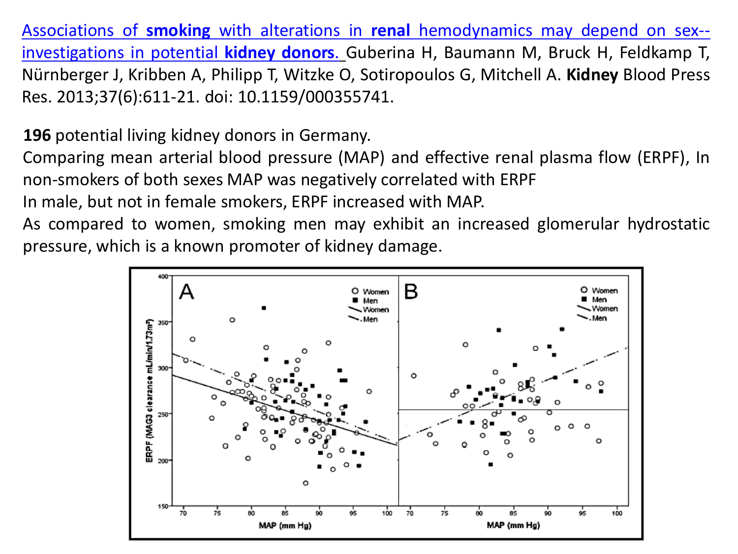[Associations of **smoking** with alterations in **renal** hemodynamics may depend on sex--investigations in potential **kidney donors**.] Guberina H, Baumann M, Bruck H, Feldkamp T, Nürnberger J, Kribben A, Philipp T, Witzke O, Sotiropoulos G, Mitchell A. **Kidney** Blood Press Res. 2013;37(6):611-21. doi: 10.1159/000355741.

**196** potential living kidney donors in Germany.

Comparing mean arterial blood pressure (MAP) and effective renal plasma flow (ERPF), In non-smokers of both sexes MAP was negatively correlated with ERPF

In male, but not in female smokers, ERPF increased with MAP.

As compared to women, smoking men may exhibit an increased glomerular hydrostatic pressure, which is a known promoter of kidney damage.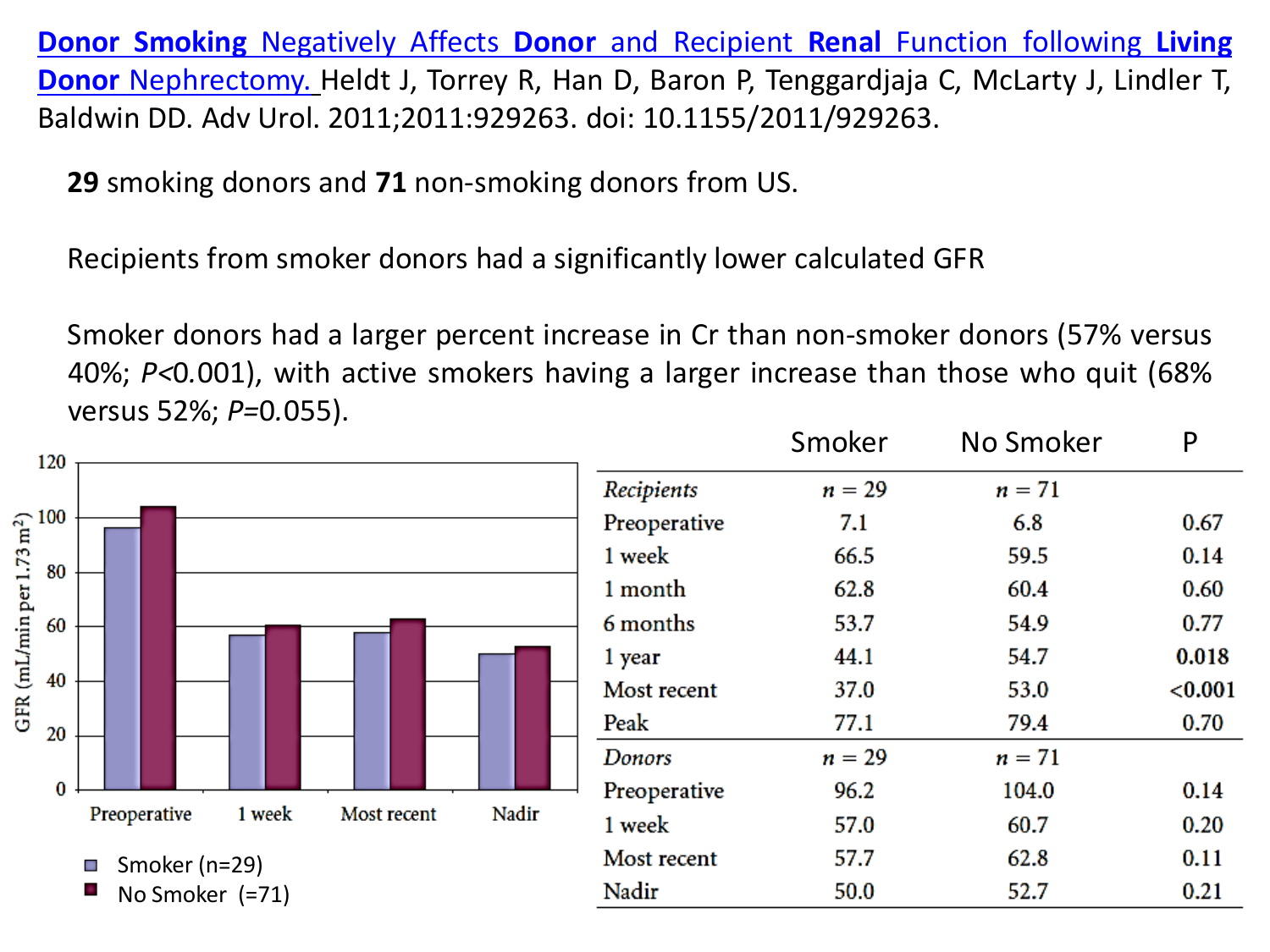[**Donor Smoking** Negatively Affects **Donor** and Recipient **Renal** Function following **Living Donor** Nephrectomy.](https://doi.org/10.1155/2011/929263) Heldt J, Torrey R, Han D, Baron P, Tenggardjaja C, McLarty J, Lindler T, Baldwin DD. Adv Urol. 2011;2011:929263. doi: 10.1155/2011/929263.

**29** smoking donors and **71** non-smoking donors from US.

Recipients from smoker donors had a significantly lower calculated GFR

Smoker donors had a larger percent increase in Cr than non-smoker donors (57% versus 40%; $P<0.001$), with active smokers having a larger increase than those who quit (68% versus 52%; $P=0.055$).

GFR (mL/min per 1.73 m²)

| | Smoker (n=29) | No Smoker (=71) |
|---|---|---|
| Preoperative | 96.2 | 104.0 |
| 1 week | 57.0 | 60.7 |
| Most recent | 57.7 | 62.8 |
| Nadir | 50.0 | 52.7 |

| | Smoker | No Smoker | P |
|---|---|---|---|
| *Recipients* | $n = 29$ | $n = 71$ | |
| Preoperative | 7.1 | 6.8 | 0.67 |
| 1 week | 66.5 | 59.5 | 0.14 |
| 1 month | 62.8 | 60.4 | 0.60 |
| 6 months | 53.7 | 54.9 | 0.77 |
| 1 year | 44.1 | 54.7 | **0.018** |
| Most recent | 37.0 | 53.0 | **<0.001** |
| Peak | 77.1 | 79.4 | 0.70 |
| *Donors* | $n = 29$ | $n = 71$ | |
| Preoperative | 96.2 | 104.0 | 0.14 |
| 1 week | 57.0 | 60.7 | 0.20 |
| Most recent | 57.7 | 62.8 | 0.11 |
| Nadir | 50.0 | 52.7 | 0.21 |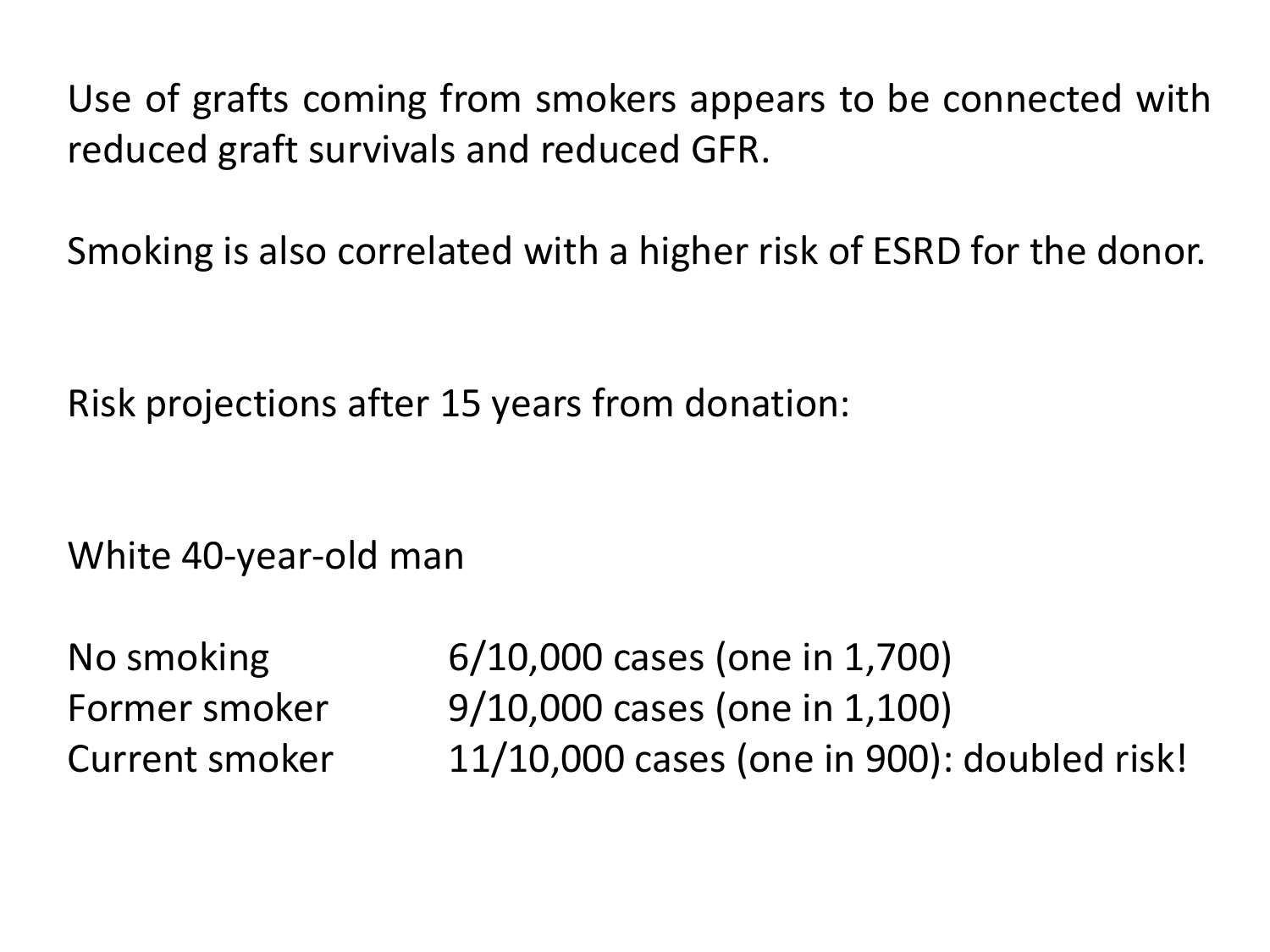Use of grafts coming from smokers appears to be connected with reduced graft survivals and reduced GFR.

Smoking is also correlated with a higher risk of ESRD for the donor.

Risk projections after 15 years from donation:

White 40-year-old man

| | |
|---|---|
| No smoking | 6/10,000 cases (one in 1,700) |
| Former smoker | 9/10,000 cases (one in 1,100) |
| Current smoker | 11/10,000 cases (one in 900): doubled risk! |